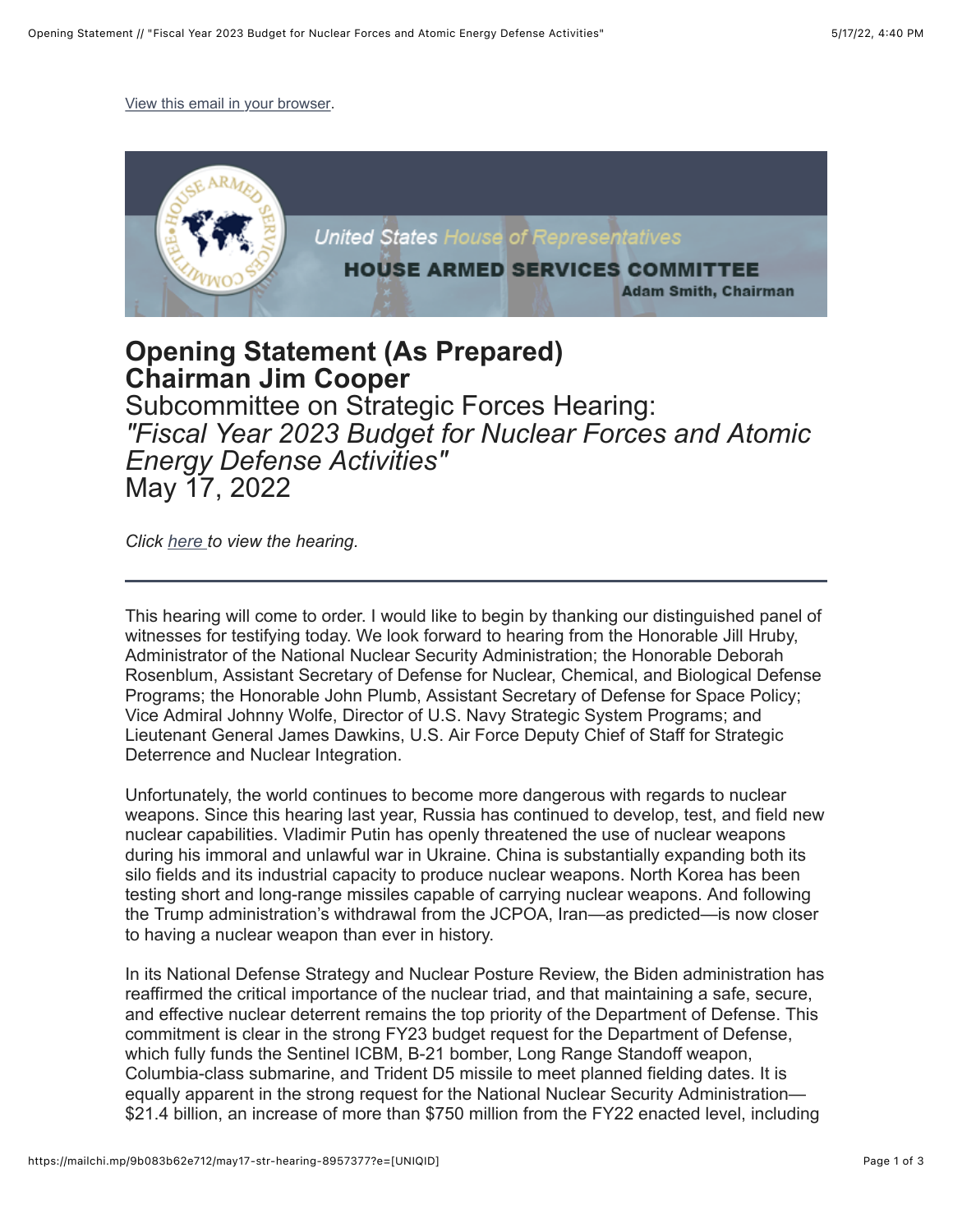View this email in your browser.

United States House of Representatives
HOUSE ARMED SERVICES COMMITTEE
Adam Smith, Chairman

# Opening Statement (As Prepared)
# Chairman Jim Cooper

## Subcommittee on Strategic Forces Hearing:
## *"Fiscal Year 2023 Budget for Nuclear Forces and Atomic Energy Defense Activities"*
## May 17, 2022

*Click here to view the hearing.*

---

This hearing will come to order. I would like to begin by thanking our distinguished panel of witnesses for testifying today. We look forward to hearing from the Honorable Jill Hruby, Administrator of the National Nuclear Security Administration; the Honorable Deborah Rosenblum, Assistant Secretary of Defense for Nuclear, Chemical, and Biological Defense Programs; the Honorable John Plumb, Assistant Secretary of Defense for Space Policy; Vice Admiral Johnny Wolfe, Director of U.S. Navy Strategic System Programs; and Lieutenant General James Dawkins, U.S. Air Force Deputy Chief of Staff for Strategic Deterrence and Nuclear Integration.

Unfortunately, the world continues to become more dangerous with regards to nuclear weapons. Since this hearing last year, Russia has continued to develop, test, and field new nuclear capabilities. Vladimir Putin has openly threatened the use of nuclear weapons during his immoral and unlawful war in Ukraine. China is substantially expanding both its silo fields and its industrial capacity to produce nuclear weapons. North Korea has been testing short and long-range missiles capable of carrying nuclear weapons. And following the Trump administration's withdrawal from the JCPOA, Iran—as predicted—is now closer to having a nuclear weapon than ever in history.

In its National Defense Strategy and Nuclear Posture Review, the Biden administration has reaffirmed the critical importance of the nuclear triad, and that maintaining a safe, secure, and effective nuclear deterrent remains the top priority of the Department of Defense. This commitment is clear in the strong FY23 budget request for the Department of Defense, which fully funds the Sentinel ICBM, B-21 bomber, Long Range Standoff weapon, Columbia-class submarine, and Trident D5 missile to meet planned fielding dates. It is equally apparent in the strong request for the National Nuclear Security Administration—$21.4 billion, an increase of more than $750 million from the FY22 enacted level, including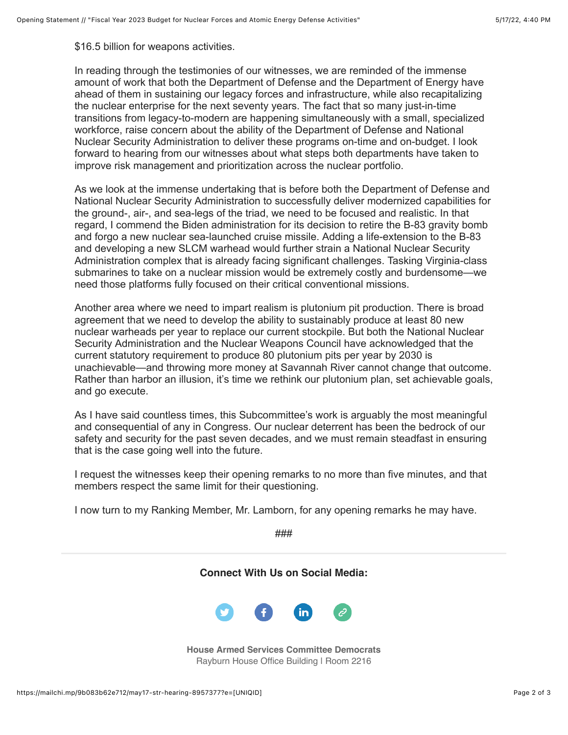$16.5 billion for weapons activities.

In reading through the testimonies of our witnesses, we are reminded of the immense amount of work that both the Department of Defense and the Department of Energy have ahead of them in sustaining our legacy forces and infrastructure, while also recapitalizing the nuclear enterprise for the next seventy years. The fact that so many just-in-time transitions from legacy-to-modern are happening simultaneously with a small, specialized workforce, raise concern about the ability of the Department of Defense and National Nuclear Security Administration to deliver these programs on-time and on-budget. I look forward to hearing from our witnesses about what steps both departments have taken to improve risk management and prioritization across the nuclear portfolio.

As we look at the immense undertaking that is before both the Department of Defense and National Nuclear Security Administration to successfully deliver modernized capabilities for the ground-, air-, and sea-legs of the triad, we need to be focused and realistic. In that regard, I commend the Biden administration for its decision to retire the B-83 gravity bomb and forgo a new nuclear sea-launched cruise missile. Adding a life-extension to the B-83 and developing a new SLCM warhead would further strain a National Nuclear Security Administration complex that is already facing significant challenges. Tasking Virginia-class submarines to take on a nuclear mission would be extremely costly and burdensome—we need those platforms fully focused on their critical conventional missions.

Another area where we need to impart realism is plutonium pit production. There is broad agreement that we need to develop the ability to sustainably produce at least 80 new nuclear warheads per year to replace our current stockpile. But both the National Nuclear Security Administration and the Nuclear Weapons Council have acknowledged that the current statutory requirement to produce 80 plutonium pits per year by 2030 is unachievable—and throwing more money at Savannah River cannot change that outcome. Rather than harbor an illusion, it's time we rethink our plutonium plan, set achievable goals, and go execute.

As I have said countless times, this Subcommittee's work is arguably the most meaningful and consequential of any in Congress. Our nuclear deterrent has been the bedrock of our safety and security for the past seven decades, and we must remain steadfast in ensuring that is the case going well into the future.

I request the witnesses keep their opening remarks to no more than five minutes, and that members respect the same limit for their questioning.

I now turn to my Ranking Member, Mr. Lamborn, for any opening remarks he may have.

###

**Connect With Us on Social Media:**

**House Armed Services Committee Democrats**
Rayburn House Office Building | Room 2216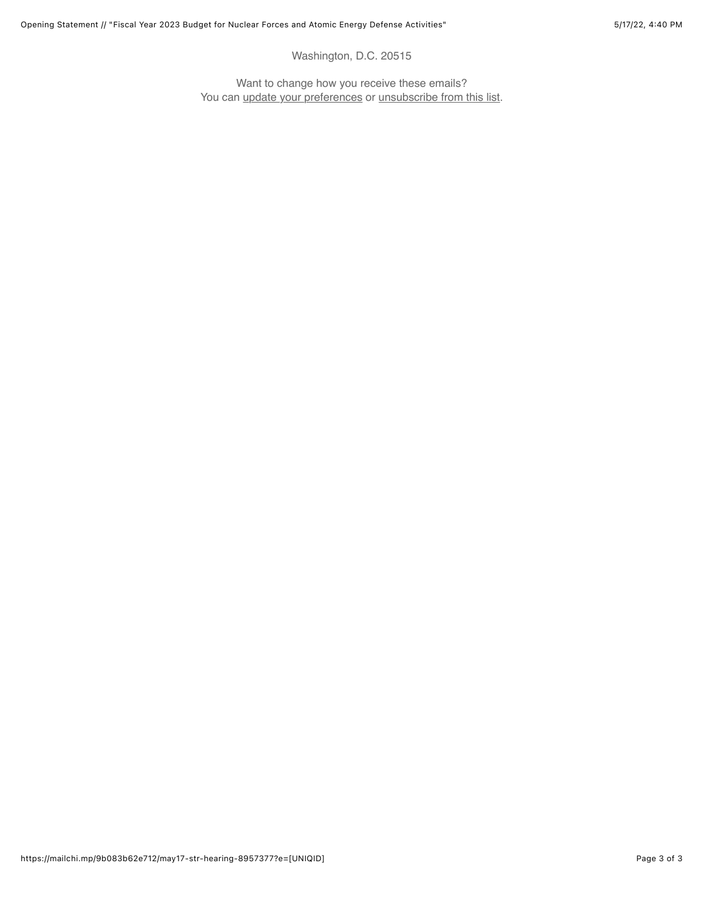Washington, D.C. 20515

Want to change how you receive these emails?
You can update your preferences or unsubscribe from this list.